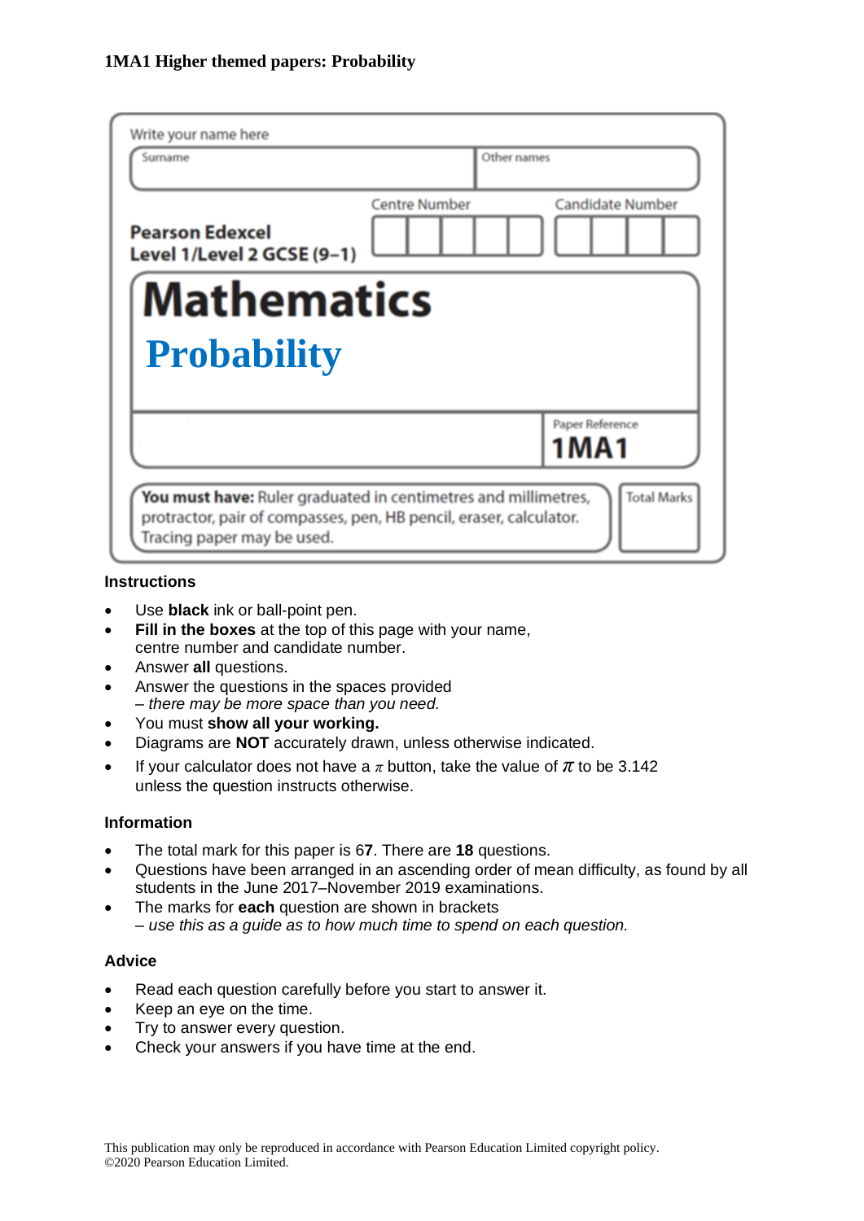**1MA1 Higher themed papers: Probability**

Write your name here

| Surname | Other names |
|---|---|
| | |

**Pearson Edexcel Level 1/Level 2 GCSE (9–1)**

Centre Number | Candidate Number

# Mathematics

## Probability

Paper Reference **1MA1**

**You must have:** Ruler graduated in centimetres and millimetres, protractor, pair of compasses, pen, HB pencil, eraser, calculator. Tracing paper may be used.

Total Marks

### Instructions

- Use **black** ink or ball-point pen.
- **Fill in the boxes** at the top of this page with your name, centre number and candidate number.
- Answer **all** questions.
- Answer the questions in the spaces provided
  *– there may be more space than you need.*
- You must **show all your working.**
- Diagrams are **NOT** accurately drawn, unless otherwise indicated.
- If your calculator does not have a $\pi$ button, take the value of $\pi$ to be 3.142 unless the question instructs otherwise.

### Information

- The total mark for this paper is 6**7**. There are **18** questions.
- Questions have been arranged in an ascending order of mean difficulty, as found by all students in the June 2017–November 2019 examinations.
- The marks for **each** question are shown in brackets
  *– use this as a guide as to how much time to spend on each question.*

### Advice

- Read each question carefully before you start to answer it.
- Keep an eye on the time.
- Try to answer every question.
- Check your answers if you have time at the end.

This publication may only be reproduced in accordance with Pearson Education Limited copyright policy.
©2020 Pearson Education Limited.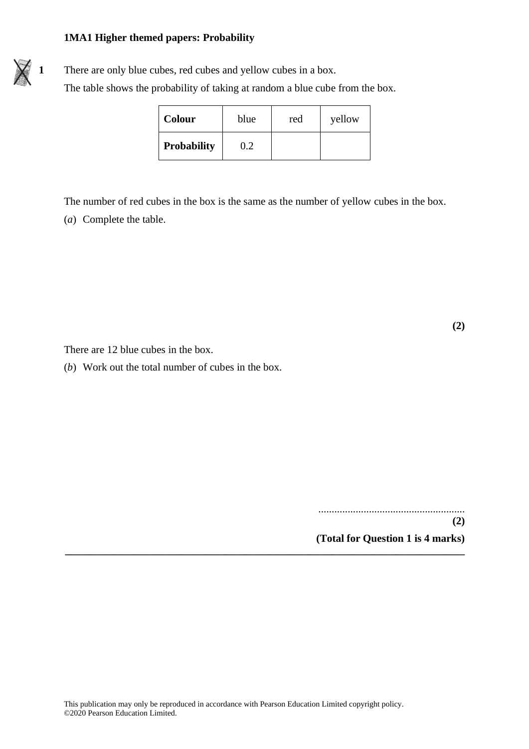**1MA1 Higher themed papers: Probability**

**1** There are only blue cubes, red cubes and yellow cubes in a box.

The table shows the probability of taking at random a blue cube from the box.

| **Colour** | blue | red | yellow |
|---|---|---|---|
| **Probability** | 0.2 | | |

The number of red cubes in the box is the same as the number of yellow cubes in the box.

(*a*) Complete the table.

**(2)**

There are 12 blue cubes in the box.

(*b*) Work out the total number of cubes in the box.

......................................................

**(2)**

**(Total for Question 1 is 4 marks)**

---

This publication may only be reproduced in accordance with Pearson Education Limited copyright policy.
©2020 Pearson Education Limited.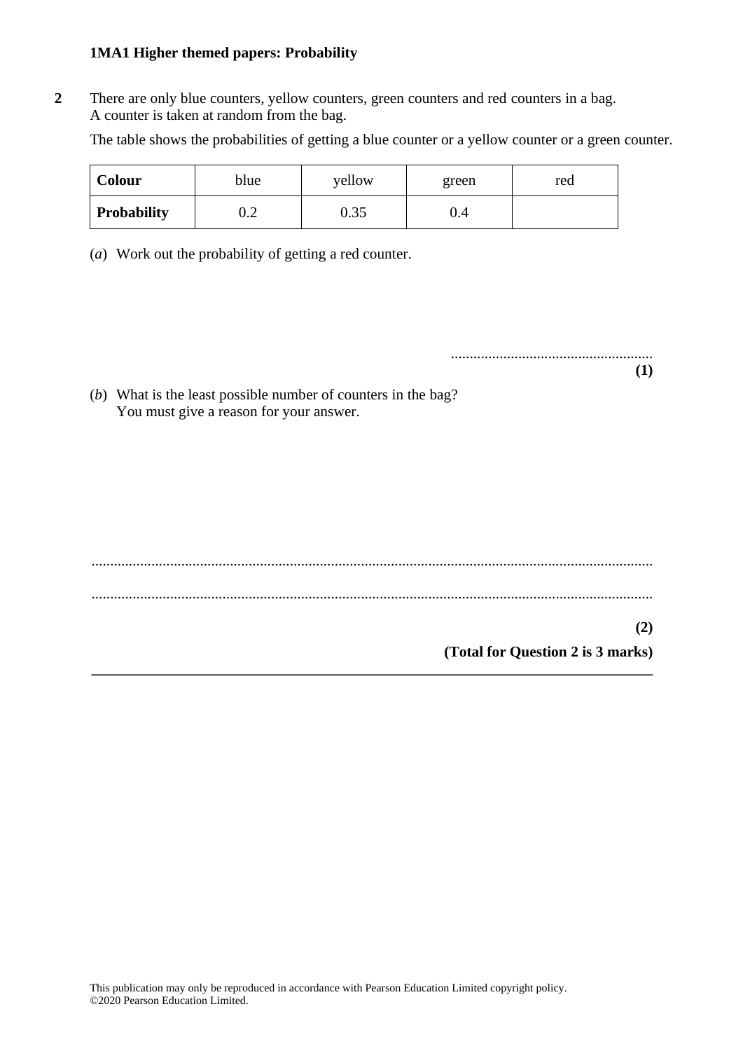**2** There are only blue counters, yellow counters, green counters and red counters in a bag.
A counter is taken at random from the bag.

The table shows the probabilities of getting a blue counter or a yellow counter or a green counter.

| **Colour** | blue | yellow | green | red |
|---|---|---|---|---|
| **Probability** | 0.2 | 0.35 | 0.4 | |

(*a*) Work out the probability of getting a red counter.

......................................................
**(1)**

(*b*) What is the least possible number of counters in the bag?
You must give a reason for your answer.

.......................................................................................................................................................

.......................................................................................................................................................

**(2)**

**(Total for Question 2 is 3 marks)**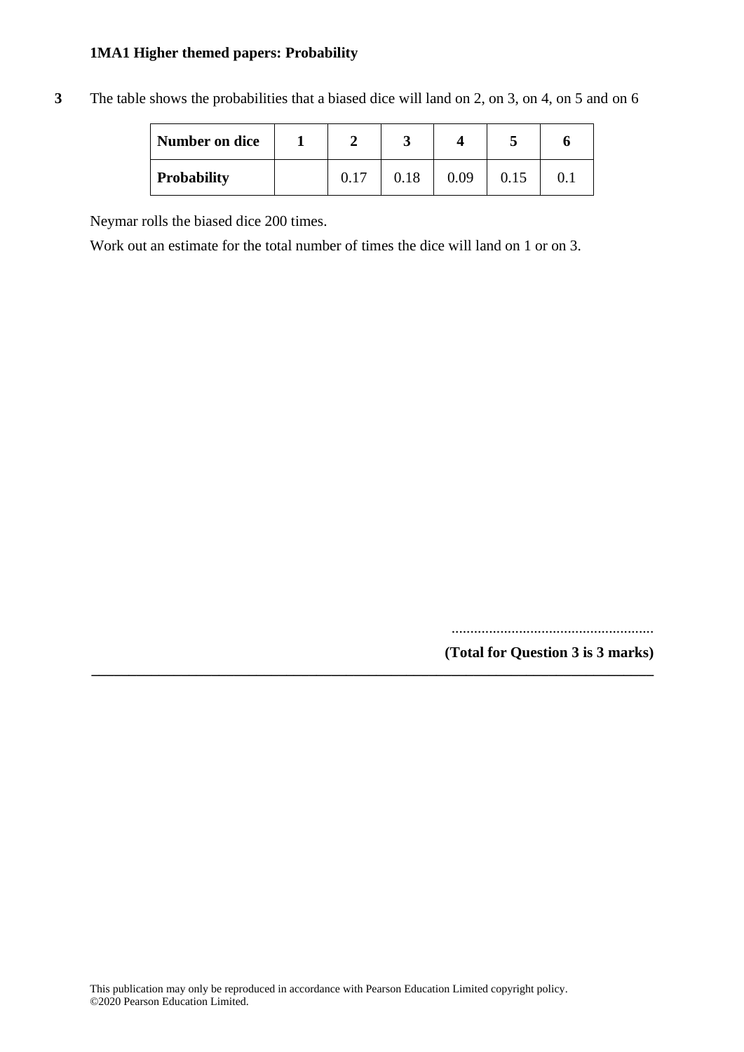**3** The table shows the probabilities that a biased dice will land on 2, on 3, on 4, on 5 and on 6

| **Number on dice** | **1** | **2** | **3** | **4** | **5** | **6** |
|---|---|---|---|---|---|---|
| **Probability** | | 0.17 | 0.18 | 0.09 | 0.15 | 0.1 |

Neymar rolls the biased dice 200 times.

Work out an estimate for the total number of times the dice will land on 1 or on 3.

......................................................

**(Total for Question 3 is 3 marks)**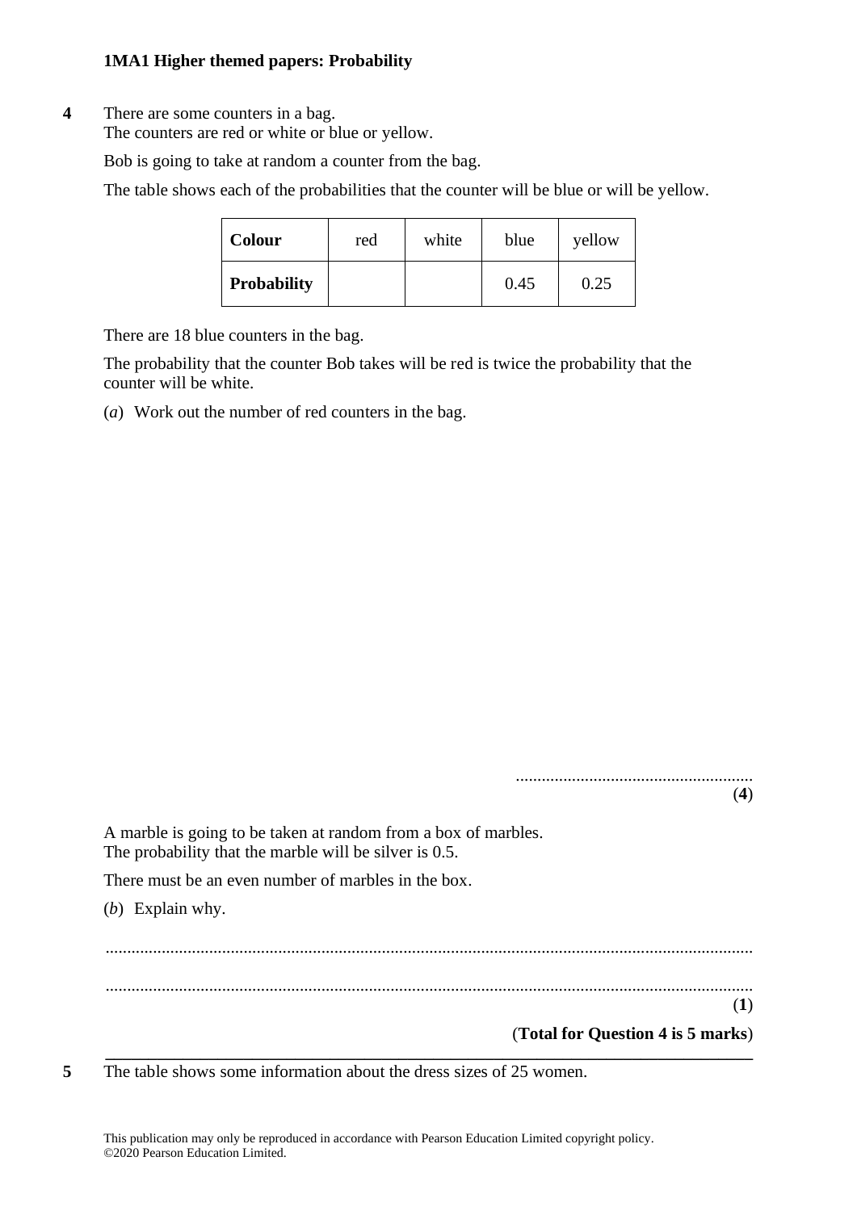**1MA1 Higher themed papers: Probability**

**4** There are some counters in a bag.
The counters are red or white or blue or yellow.

Bob is going to take at random a counter from the bag.

The table shows each of the probabilities that the counter will be blue or will be yellow.

| **Colour** | red | white | blue | yellow |
|---|---|---|---|---|
| **Probability** | | | 0.45 | 0.25 |

There are 18 blue counters in the bag.

The probability that the counter Bob takes will be red is twice the probability that the counter will be white.

(*a*) Work out the number of red counters in the bag.

.......................................................
**(4)**

A marble is going to be taken at random from a box of marbles.
The probability that the marble will be silver is 0.5.

There must be an even number of marbles in the box.

(*b*) Explain why.

.......................................................................................................................................

.......................................................................................................................................
**(1)**

**(Total for Question 4 is 5 marks)**

---

**5** The table shows some information about the dress sizes of 25 women.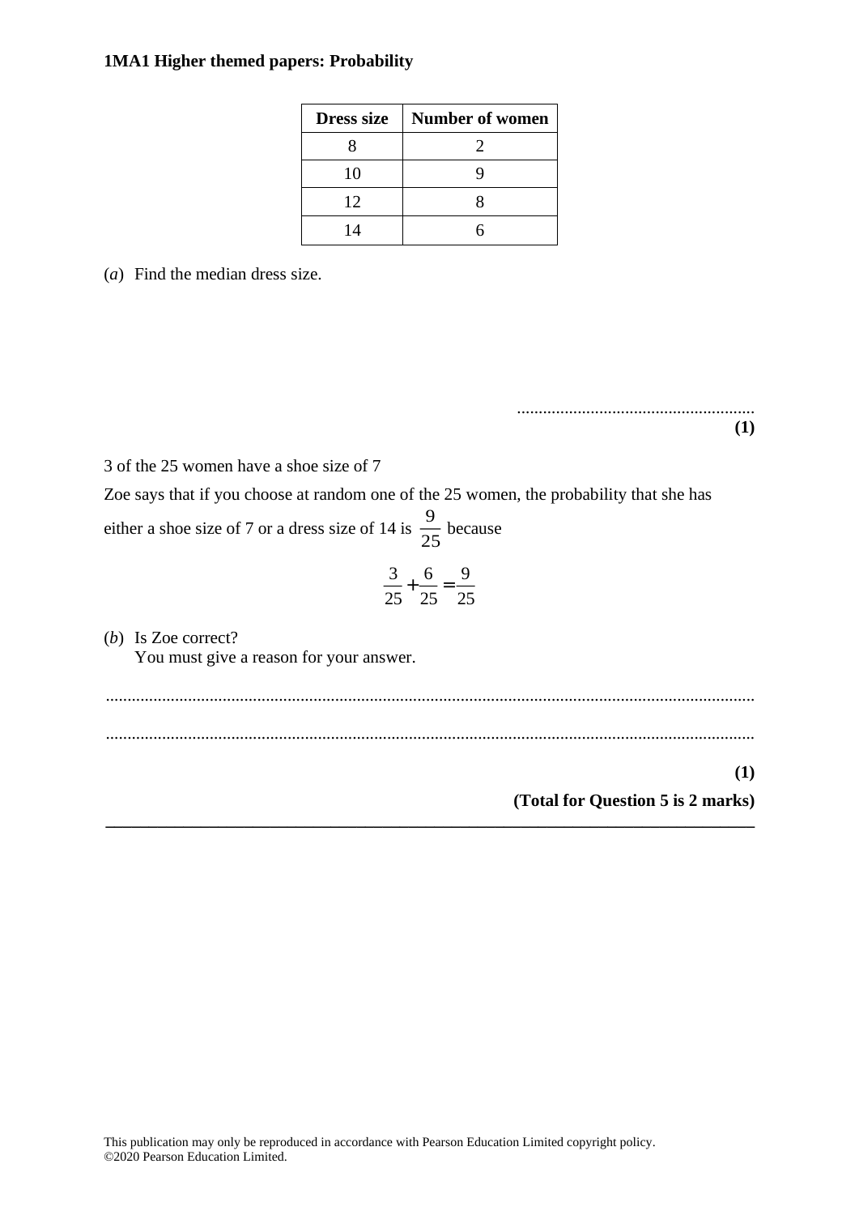| Dress size | Number of women |
|---|---|
| 8 | 2 |
| 10 | 9 |
| 12 | 8 |
| 14 | 6 |

(*a*) Find the median dress size.

.......................................................
**(1)**

3 of the 25 women have a shoe size of 7

Zoe says that if you choose at random one of the 25 women, the probability that she has either a shoe size of 7 or a dress size of 14 is $\frac{9}{25}$ because

$$\frac{3}{25} + \frac{6}{25} = \frac{9}{25}$$

(*b*) Is Zoe correct?
You must give a reason for your answer.

......................................................................................................................................................

......................................................................................................................................................

**(1)**

**(Total for Question 5 is 2 marks)**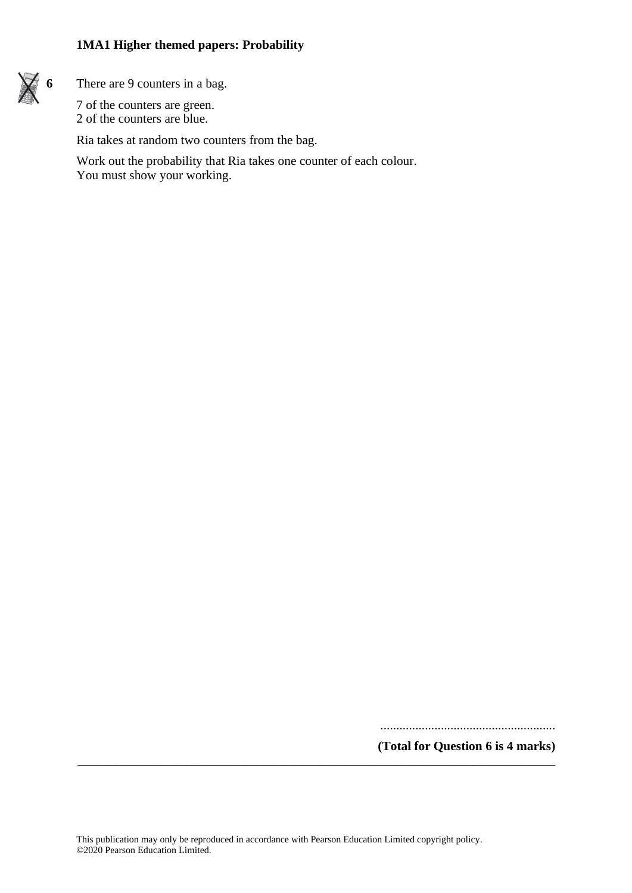**6** There are 9 counters in a bag.

7 of the counters are green.
2 of the counters are blue.

Ria takes at random two counters from the bag.

Work out the probability that Ria takes one counter of each colour.
You must show your working.

.......................................................

**(Total for Question 6 is 4 marks)**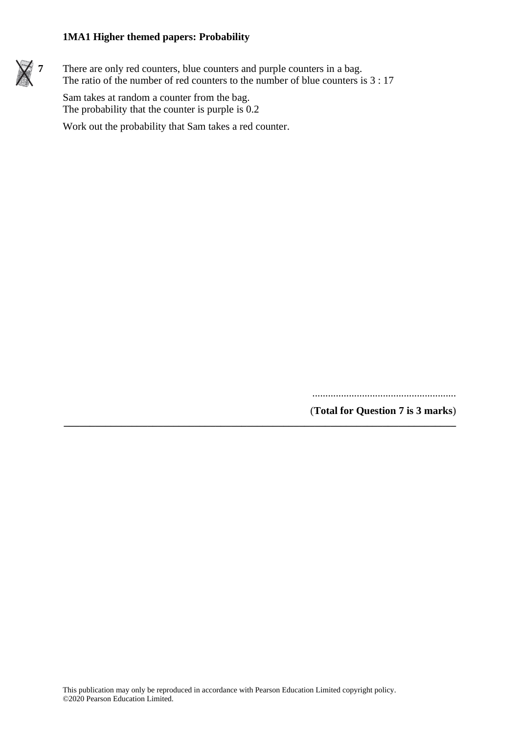**7** There are only red counters, blue counters and purple counters in a bag.
The ratio of the number of red counters to the number of blue counters is 3 : 17

Sam takes at random a counter from the bag.
The probability that the counter is purple is 0.2

Work out the probability that Sam takes a red counter.

.......................................................

(**Total for Question 7 is 3 marks**)

---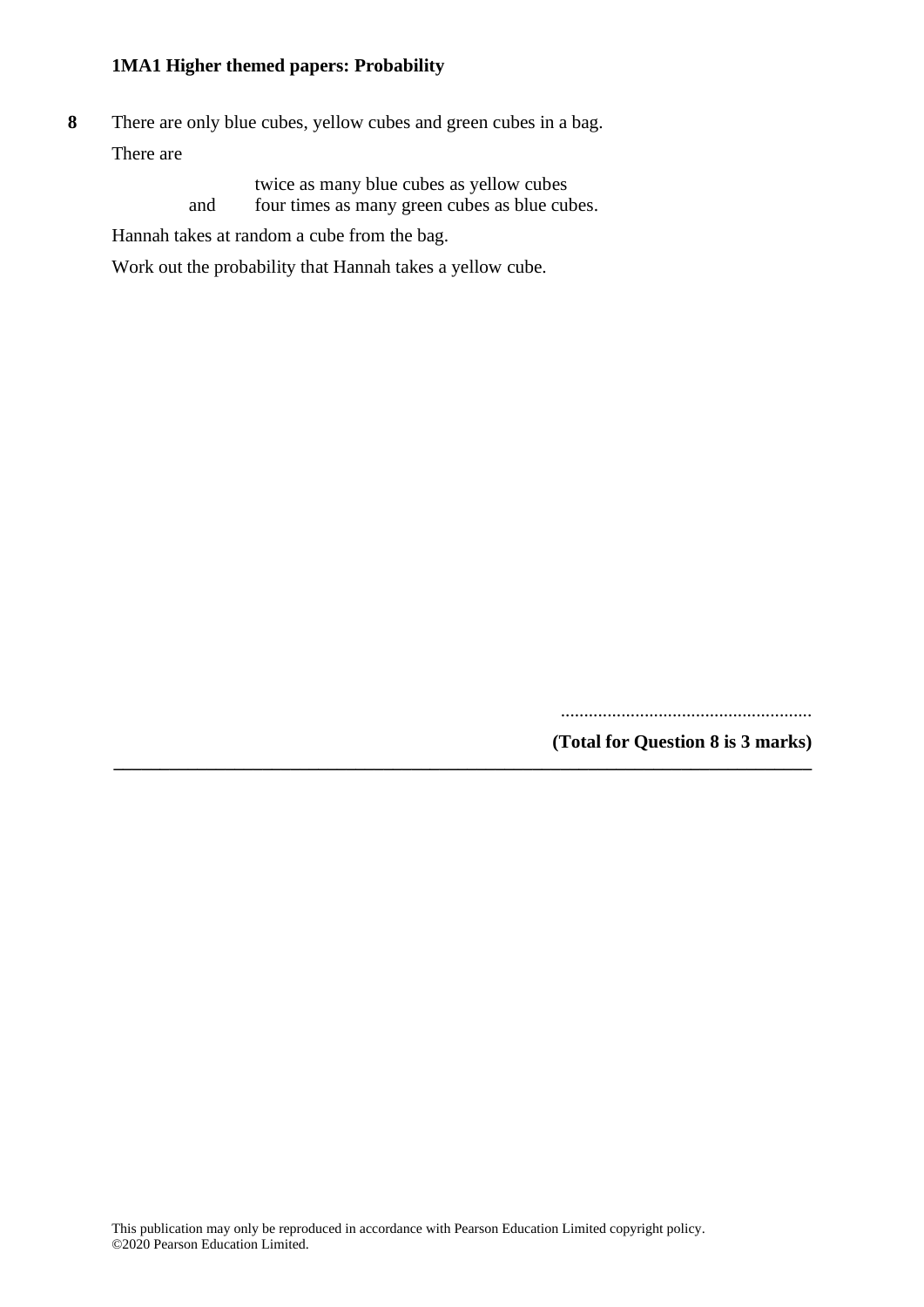**8** There are only blue cubes, yellow cubes and green cubes in a bag.

There are

twice as many blue cubes as yellow cubes
and four times as many green cubes as blue cubes.

Hannah takes at random a cube from the bag.

Work out the probability that Hannah takes a yellow cube.

......................................................

**(Total for Question 8 is 3 marks)**

---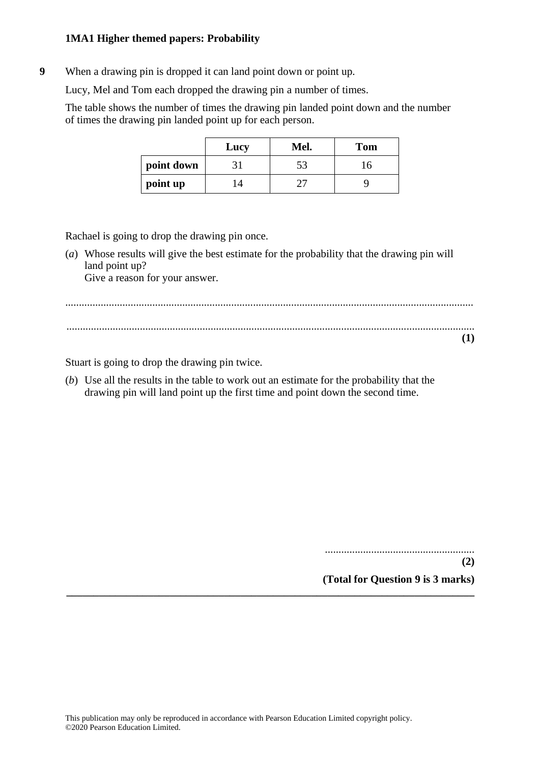**9** When a drawing pin is dropped it can land point down or point up.

Lucy, Mel and Tom each dropped the drawing pin a number of times.

The table shows the number of times the drawing pin landed point down and the number of times the drawing pin landed point up for each person.

| | Lucy | Mel. | Tom |
|---|---|---|---|
| **point down** | 31 | 53 | 16 |
| **point up** | 14 | 27 | 9 |

Rachael is going to drop the drawing pin once.

(*a*) Whose results will give the best estimate for the probability that the drawing pin will land point up?
Give a reason for your answer.

......................................................................................................................................................

......................................................................................................................................................

**(1)**

Stuart is going to drop the drawing pin twice.

(*b*) Use all the results in the table to work out an estimate for the probability that the drawing pin will land point up the first time and point down the second time.

.......................................................

**(2)**

**(Total for Question 9 is 3 marks)**

---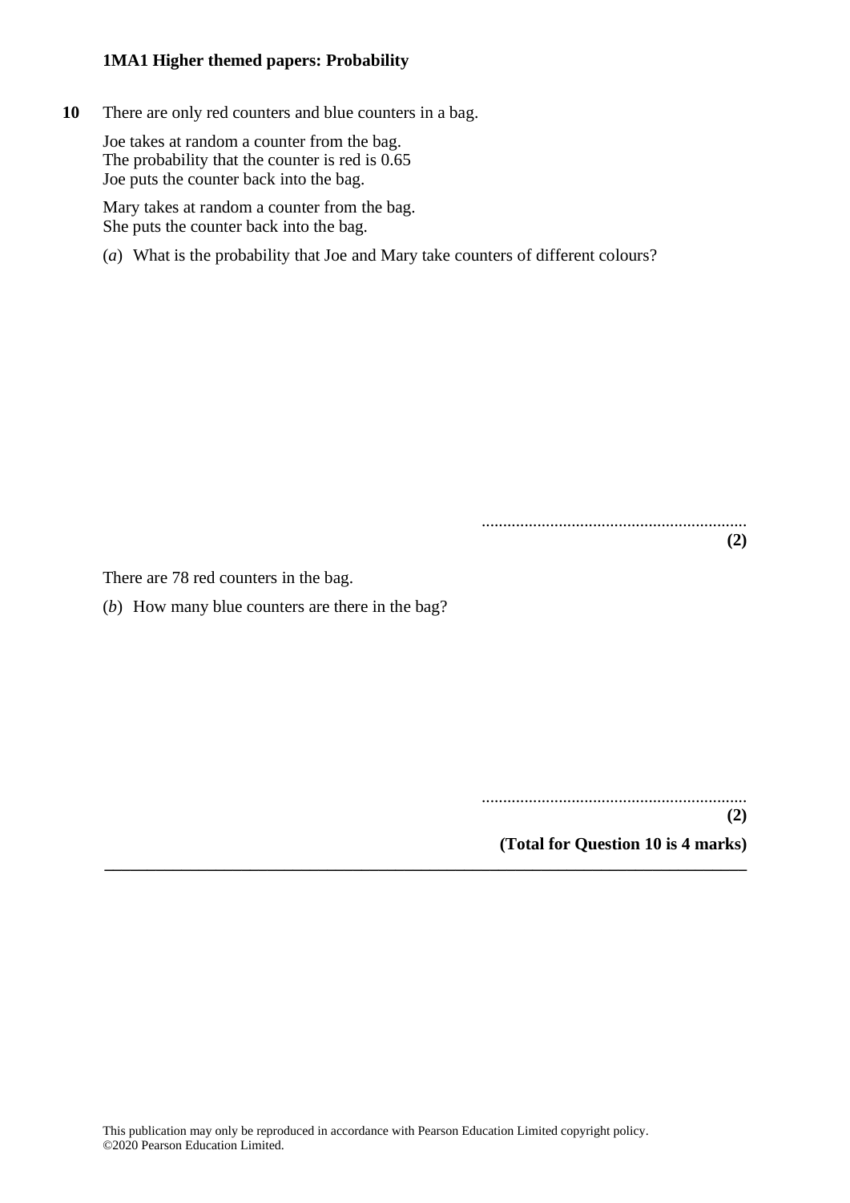**10** There are only red counters and blue counters in a bag.

Joe takes at random a counter from the bag.
The probability that the counter is red is 0.65
Joe puts the counter back into the bag.

Mary takes at random a counter from the bag.
She puts the counter back into the bag.

(*a*) What is the probability that Joe and Mary take counters of different colours?

..............................................................
**(2)**

There are 78 red counters in the bag.

(*b*) How many blue counters are there in the bag?

..............................................................
**(2)**

**(Total for Question 10 is 4 marks)**

---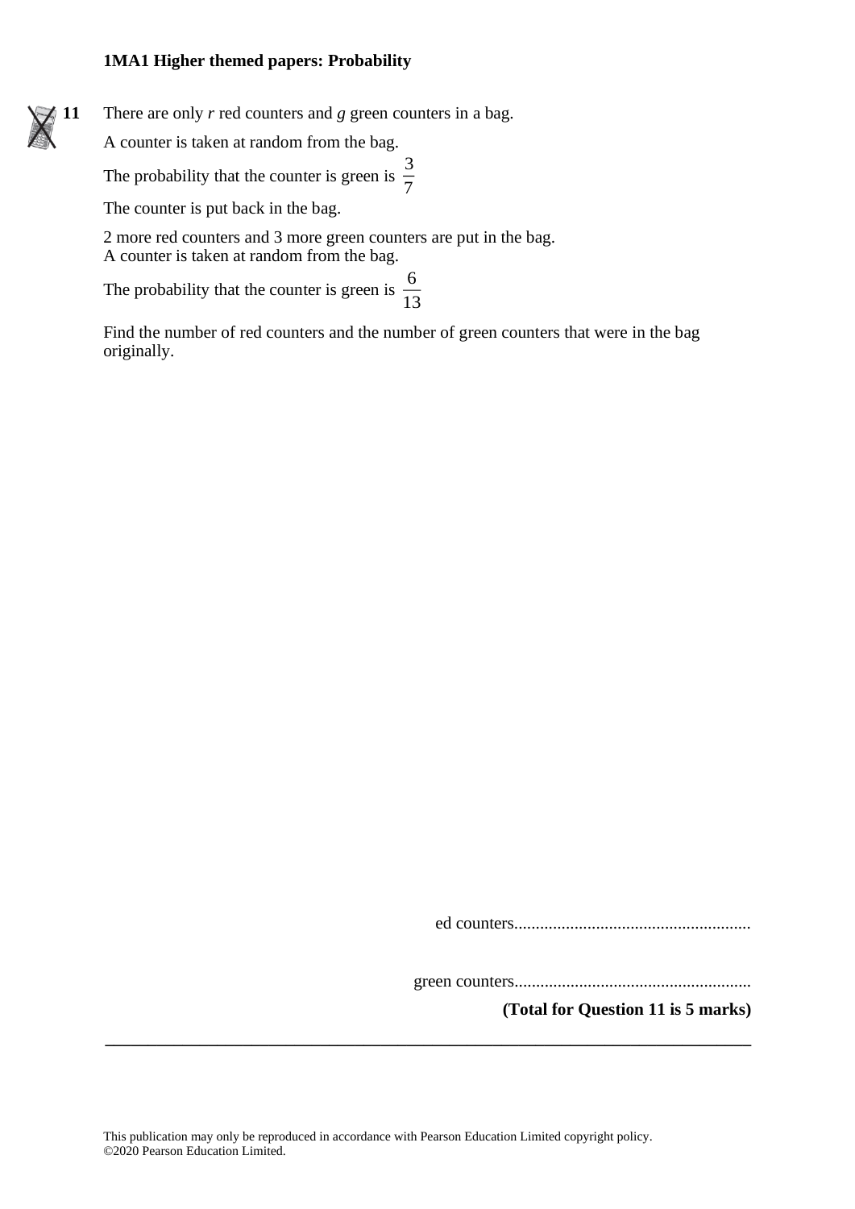**11** There are only $r$ red counters and $g$ green counters in a bag.

A counter is taken at random from the bag.

The probability that the counter is green is $\frac{3}{7}$

The counter is put back in the bag.

2 more red counters and 3 more green counters are put in the bag.
A counter is taken at random from the bag.

The probability that the counter is green is $\frac{6}{13}$

Find the number of red counters and the number of green counters that were in the bag originally.

ed counters.......................................................

green counters.......................................................

**(Total for Question 11 is 5 marks)**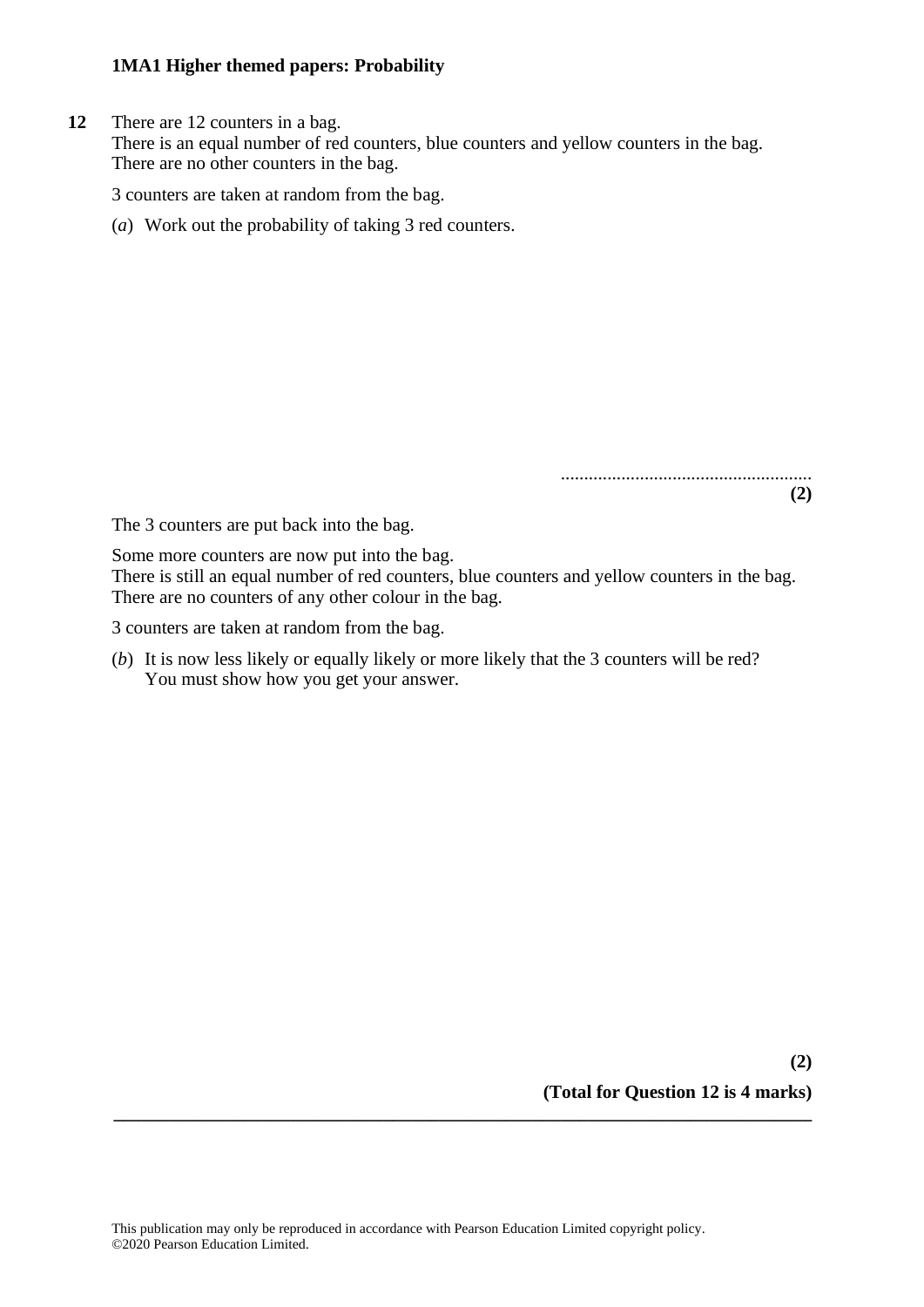**12** There are 12 counters in a bag.
There is an equal number of red counters, blue counters and yellow counters in the bag.
There are no other counters in the bag.

3 counters are taken at random from the bag.

(*a*) Work out the probability of taking 3 red counters.

......................................................
**(2)**

The 3 counters are put back into the bag.

Some more counters are now put into the bag.
There is still an equal number of red counters, blue counters and yellow counters in the bag.
There are no counters of any other colour in the bag.

3 counters are taken at random from the bag.

(*b*) It is now less likely or equally likely or more likely that the 3 counters will be red?
You must show how you get your answer.

**(2)**

**(Total for Question 12 is 4 marks)**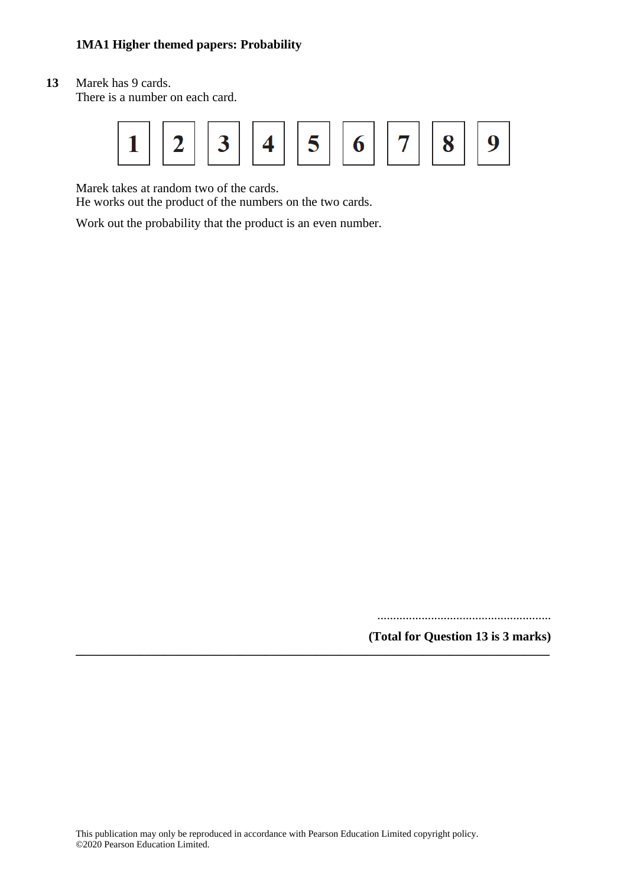**13** Marek has 9 cards.
There is a number on each card.

| 1 | 2 | 3 | 4 | 5 | 6 | 7 | 8 | 9 |
|---|---|---|---|---|---|---|---|---|

Marek takes at random two of the cards.
He works out the product of the numbers on the two cards.

Work out the probability that the product is an even number.

.......................................................

**(Total for Question 13 is 3 marks)**

---

This publication may only be reproduced in accordance with Pearson Education Limited copyright policy.
©2020 Pearson Education Limited.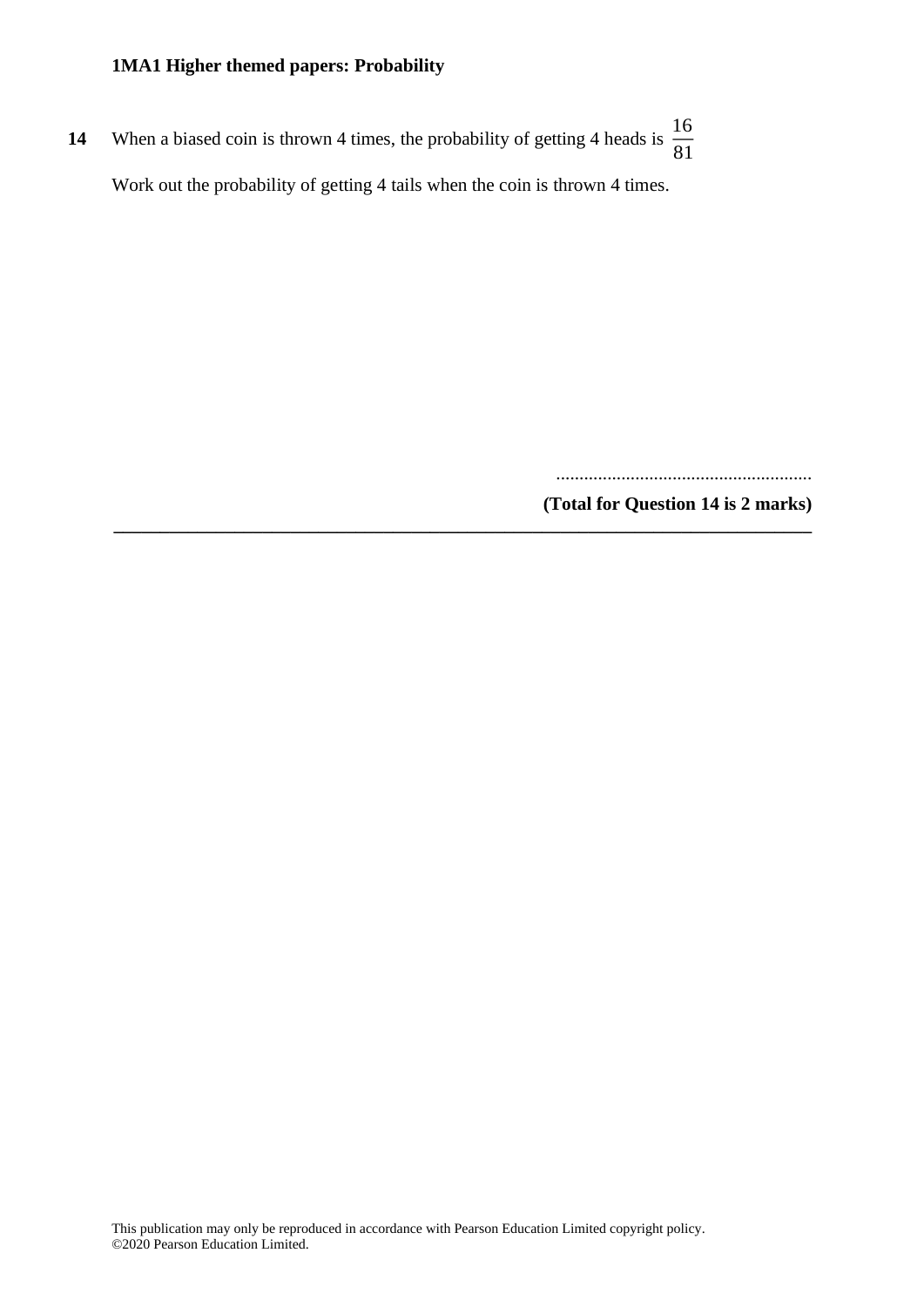**14** When a biased coin is thrown 4 times, the probability of getting 4 heads is $\frac{16}{81}$

Work out the probability of getting 4 tails when the coin is thrown 4 times.

.......................................................

**(Total for Question 14 is 2 marks)**

---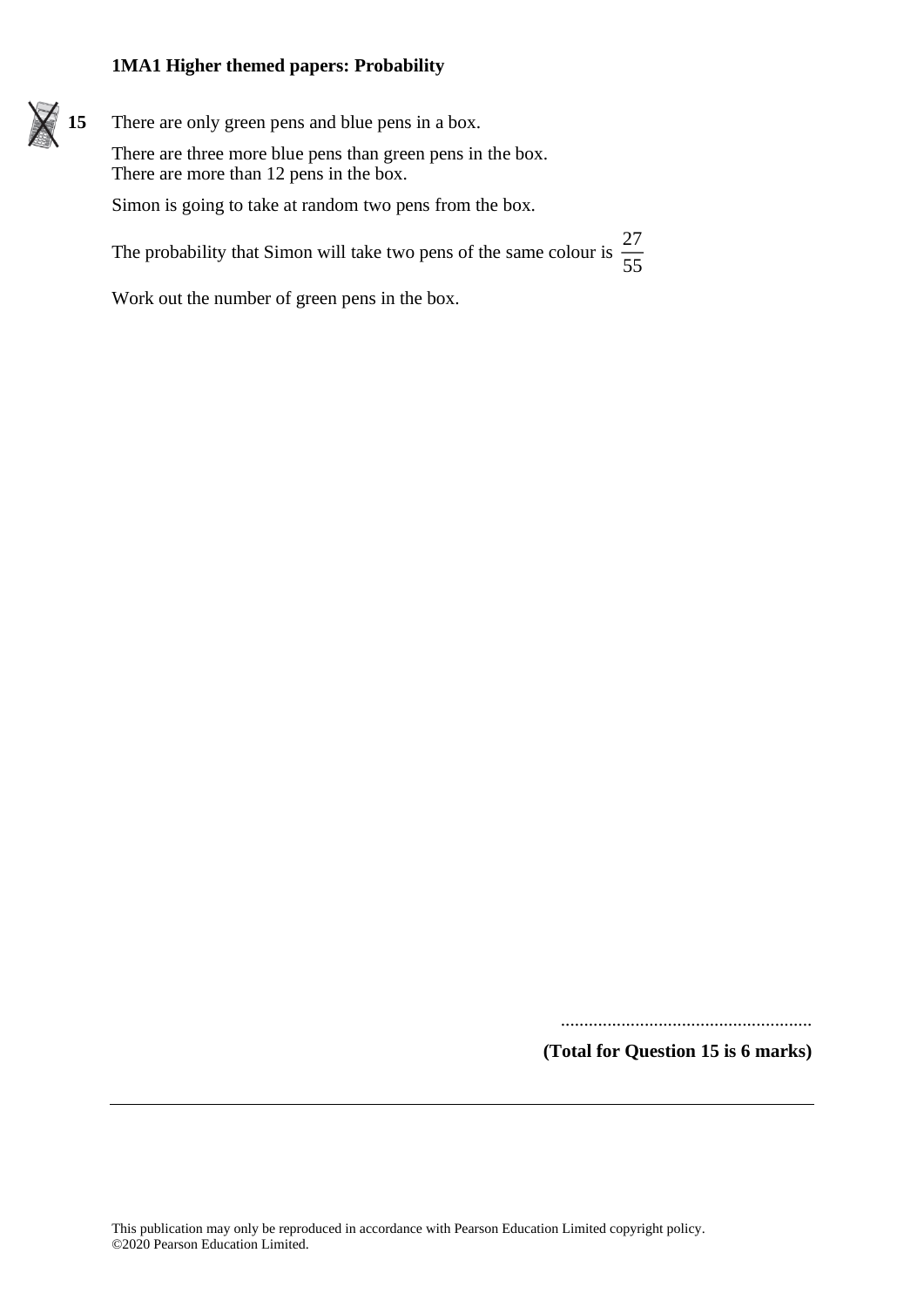**15** There are only green pens and blue pens in a box.

There are three more blue pens than green pens in the box.
There are more than 12 pens in the box.

Simon is going to take at random two pens from the box.

The probability that Simon will take two pens of the same colour is $\frac{27}{55}$

Work out the number of green pens in the box.

......................................................

**(Total for Question 15 is 6 marks)**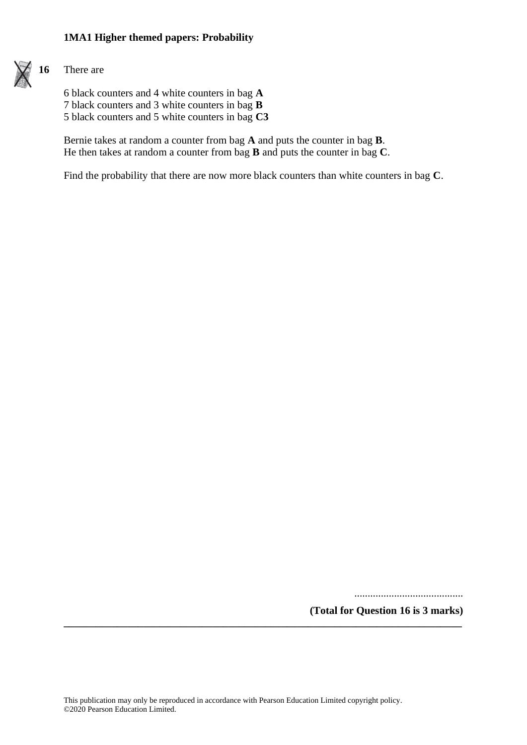**16** There are

6 black counters and 4 white counters in bag **A**
7 black counters and 3 white counters in bag **B**
5 black counters and 5 white counters in bag **C3**

Bernie takes at random a counter from bag **A** and puts the counter in bag **B**.
He then takes at random a counter from bag **B** and puts the counter in bag **C**.

Find the probability that there are now more black counters than white counters in bag **C**.

.........................................

**(Total for Question 16 is 3 marks)**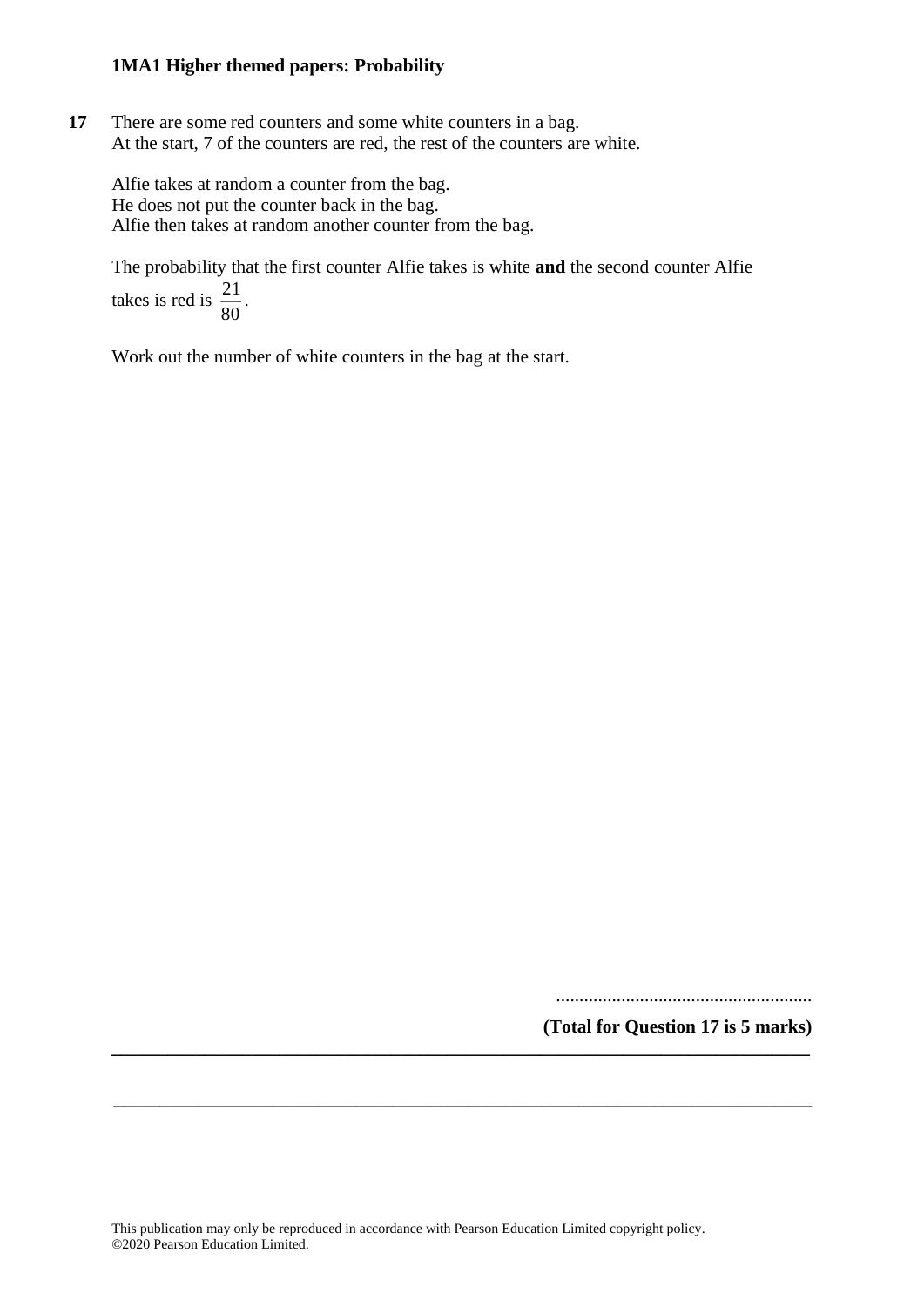**17** There are some red counters and some white counters in a bag.
At the start, 7 of the counters are red, the rest of the counters are white.

Alfie takes at random a counter from the bag.
He does not put the counter back in the bag.
Alfie then takes at random another counter from the bag.

The probability that the first counter Alfie takes is white **and** the second counter Alfie takes is red is $\frac{21}{80}$.

Work out the number of white counters in the bag at the start.

.......................................................

**(Total for Question 17 is 5 marks)**

---

---

This publication may only be reproduced in accordance with Pearson Education Limited copyright policy.
©2020 Pearson Education Limited.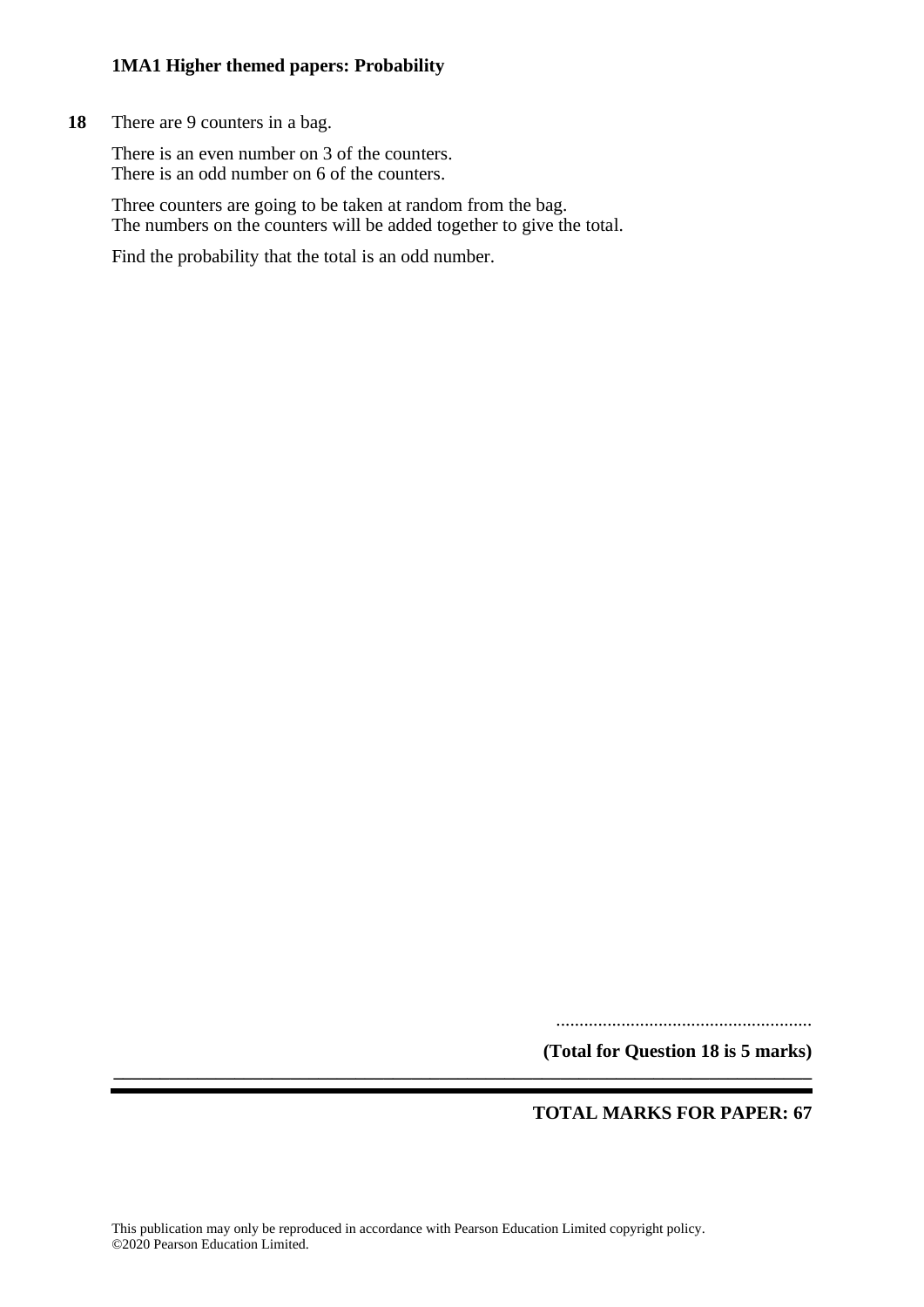**18** There are 9 counters in a bag.

There is an even number on 3 of the counters.
There is an odd number on 6 of the counters.

Three counters are going to be taken at random from the bag.
The numbers on the counters will be added together to give the total.

Find the probability that the total is an odd number.

.......................................................

**(Total for Question 18 is 5 marks)**

---

**TOTAL MARKS FOR PAPER: 67**

This publication may only be reproduced in accordance with Pearson Education Limited copyright policy.
©2020 Pearson Education Limited.